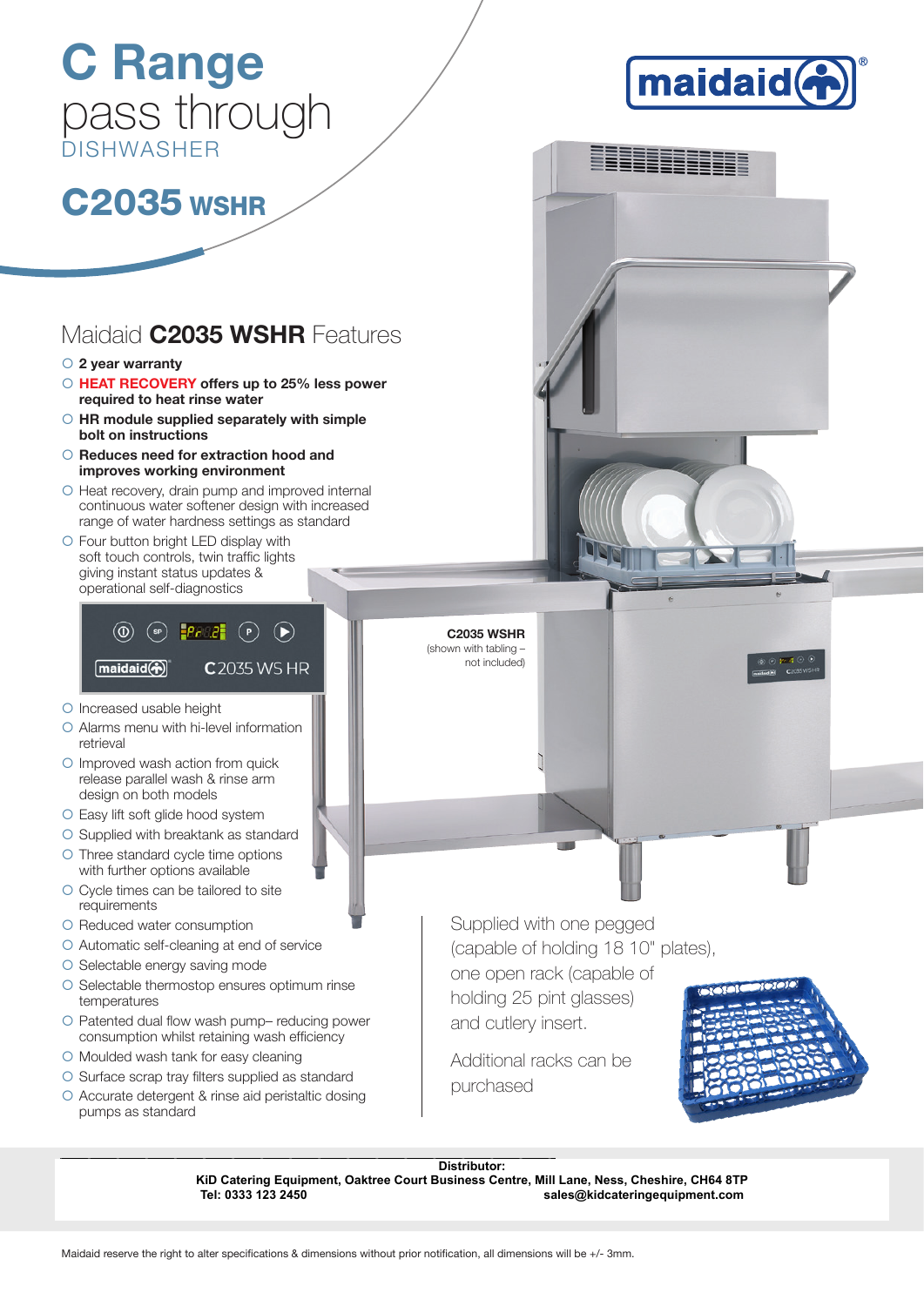# C Range pass through DISHWASHER

## C2035 WSHR

maidaid®

## Maidaid **C2035 WSHR** Features

- **2 year warranty**
- **HEAT RECOVERY offers up to 25% less power required to heat rinse water**
- **HR module supplied separately with simple bolt on instructions**
- **Reduces need for extraction hood and improves working environment**
- Heat recovery, drain pump and improved internal continuous water softener design with increased range of water hardness settings as standard
- Four button bright LED display with soft touch controls, twin traffic lights giving instant status updates & operational self-diagnostics
- Increased usable height
- Alarms menu with hi-level information retrieval
- Improved wash action from quick release parallel wash & rinse arm design on both models
- Easy lift soft glide hood system
- Supplied with breaktank as standard
- Three standard cycle time options with further options available
- Cycle times can be tailored to site requirements
- Reduced water consumption
- Automatic self-cleaning at end of service
- Selectable energy saving mode
- Selectable thermostop ensures optimum rinse temperatures
- Patented dual flow wash pump– reducing power consumption whilst retaining wash efficiency
- Moulded wash tank for easy cleaning
- Surface scrap tray filters supplied as standard
- Accurate detergent & rinse aid peristaltic dosing pumps as standard

**C2035 WSHR**
(shown with tabling – not included)

Supplied with one pegged (capable of holding 18 10" plates), one open rack (capable of holding 25 pint glasses) and cutlery insert.

Additional racks can be purchased

**Distributor:**
**KiD Catering Equipment, Oaktree Court Business Centre, Mill Lane, Ness, Cheshire, CH64 8TP**
**Tel: 0333 123 2450** **sales@kidcateringequipment.com**

Maidaid reserve the right to alter specifications & dimensions without prior notification, all dimensions will be +/- 3mm.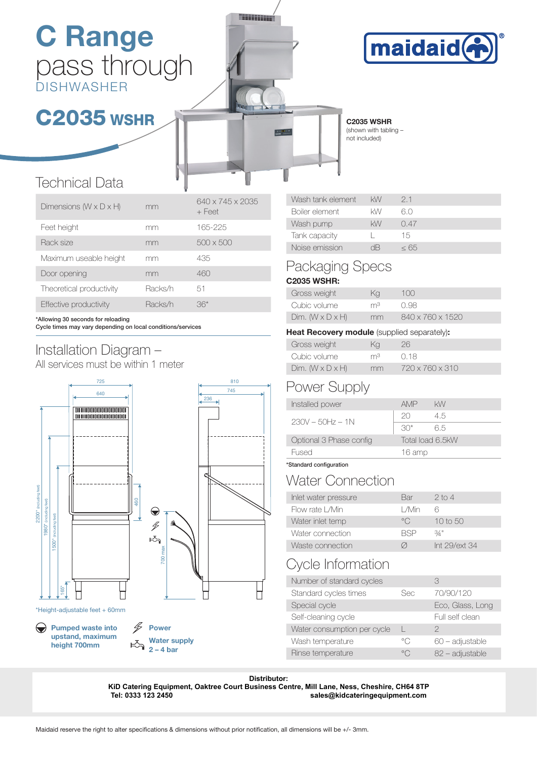# C Range

pass through

DISHWASHER

# C2035 WSHR

**C2035 WSHR**
(shown with tabling – not included)

## Technical Data

| | | |
|---|---|---|
| Dimensions (W x D x H) | mm | 640 x 745 x 2035 + Feet |
| Feet height | mm | 165-225 |
| Rack size | mm | 500 x 500 |
| Maximum useable height | mm | 435 |
| Door opening | mm | 460 |
| Theoretical productivity | Racks/h | 51 |
| Effective productivity | Racks/h | 36* |

*Allowing 30 seconds for reloading
Cycle times may vary depending on local conditions/services

| | | |
|---|---|---|
| Wash tank element | kW | 2.1 |
| Boiler element | kW | 6.0 |
| Wash pump | kW | 0.47 |
| Tank capacity | L | 15 |
| Noise emission | dB | ≤ 65 |

## Installation Diagram – All services must be within 1 meter

725
640
810
745
236
460
700 max
2200* (including feet)
1980* (including feet)
1500* (including feet)
165*

*Height-adjustable feet + 60mm

**Pumped waste into upstand, maximum height 700mm**

**Power**

**Water supply 2 – 4 bar**

## Packaging Specs

**C2035 WSHR:**

| | | |
|---|---|---|
| Gross weight | Kg | 100 |
| Cubic volume | m³ | 0.98 |
| Dim. (W x D x H) | mm | 840 x 760 x 1520 |

**Heat Recovery module** (supplied separately)**:**

| | | |
|---|---|---|
| Gross weight | Kg | 26 |
| Cubic volume | m³ | 0.18 |
| Dim. (W x D x H) | mm | 720 x 760 x 310 |

## Power Supply

| | | |
|---|---|---|
| Installed power | AMP | kW |
| 230V – 50Hz – 1N | 20 | 4.5 |
| | 30* | 6.5 |
| Optional 3 Phase config | Total load 6.5kW | |
| Fused | 16 amp | |

*Standard configuration

## Water Connection

| | | |
|---|---|---|
| Inlet water pressure | Bar | 2 to 4 |
| Flow rate L/Min | L/Min | 6 |
| Water inlet temp | °C | 10 to 50 |
| Water connection | BSP | ¾" |
| Waste connection | ∅ | Int 29/ext 34 |

## Cycle Information

| | | |
|---|---|---|
| Number of standard cycles | | 3 |
| Standard cycles times | Sec | 70/90/120 |
| Special cycle | | Eco, Glass, Long |
| Self-cleaning cycle | | Full self clean |
| Water consumption per cycle | L | 2 |
| Wash temperature | °C | 60 – adjustable |
| Rinse temperature | °C | 82 – adjustable |

**Distributor:**
**KiD Catering Equipment, Oaktree Court Business Centre, Mill Lane, Ness, Cheshire, CH64 8TP**
**Tel: 0333 123 2450** **sales@kidcateringequipment.com**

Maidaid reserve the right to alter specifications & dimensions without prior notification, all dimensions will be +/- 3mm.